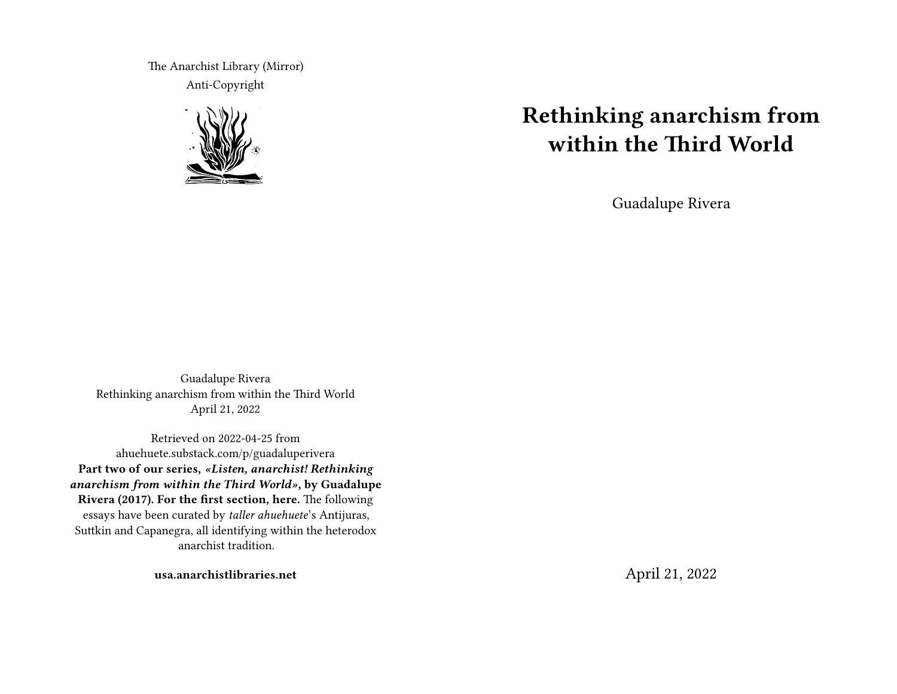The Anarchist Library (Mirror)

Anti-Copyright

Guadalupe Rivera
Rethinking anarchism from within the Third World
April 21, 2022

Retrieved on 2022-04-25 from ahuehuete.substack.com/p/guadaluperivera
**Part two of our series, *«Listen, anarchist! Rethinking anarchism from within the Third World»*, by Guadalupe Rivera (2017). For the first section, here.** The following essays have been curated by *taller ahuehuete*'s Antijuras, Suttkin and Capanegra, all identifying within the heterodox anarchist tradition.

**usa.anarchistlibraries.net**

# Rethinking anarchism from within the Third World

Guadalupe Rivera

April 21, 2022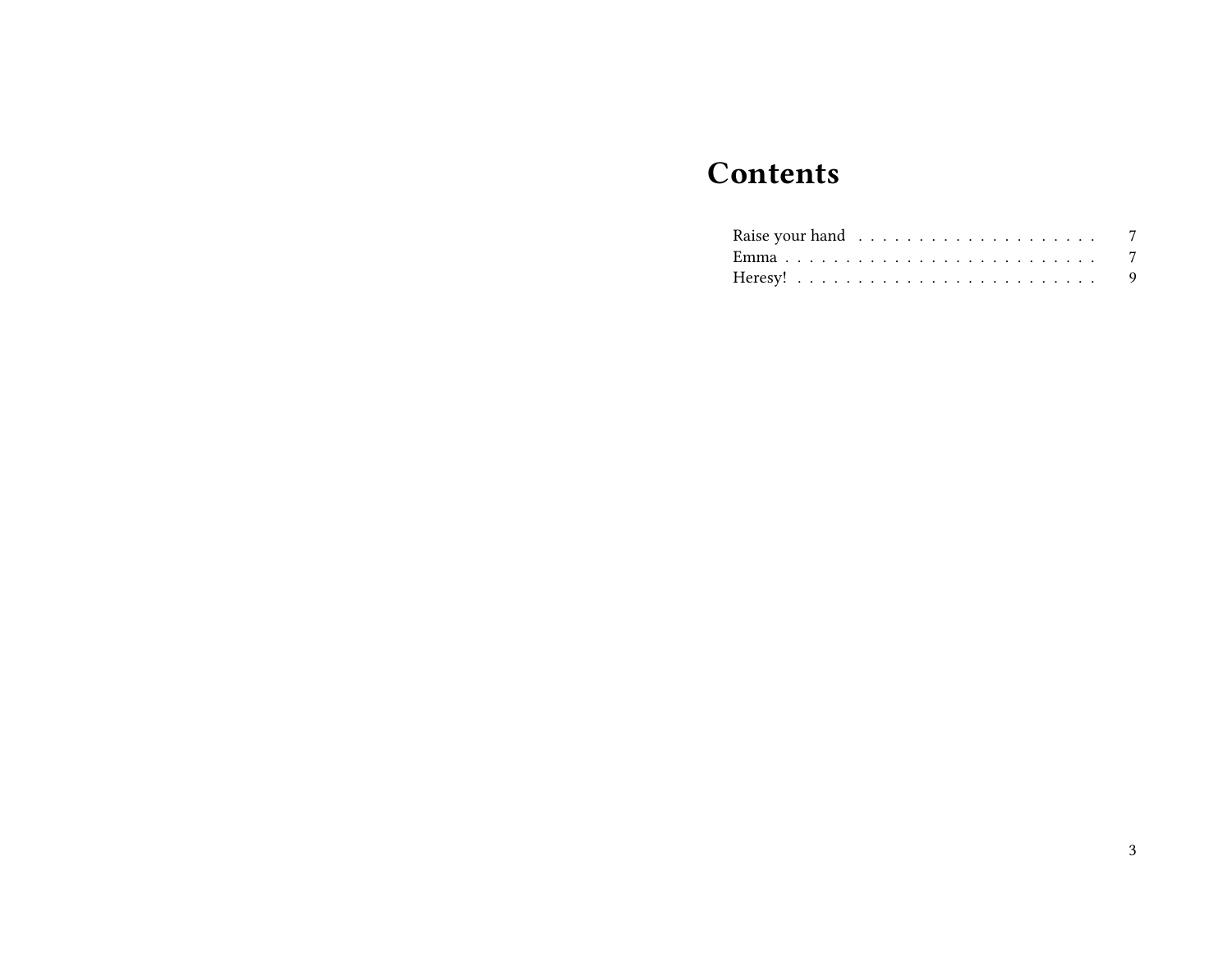# Contents

- Raise your hand . . . . . . . . . . . . . . . . . . . . 7
- Emma . . . . . . . . . . . . . . . . . . . . . . . . . 7
- Heresy! . . . . . . . . . . . . . . . . . . . . . . . . 9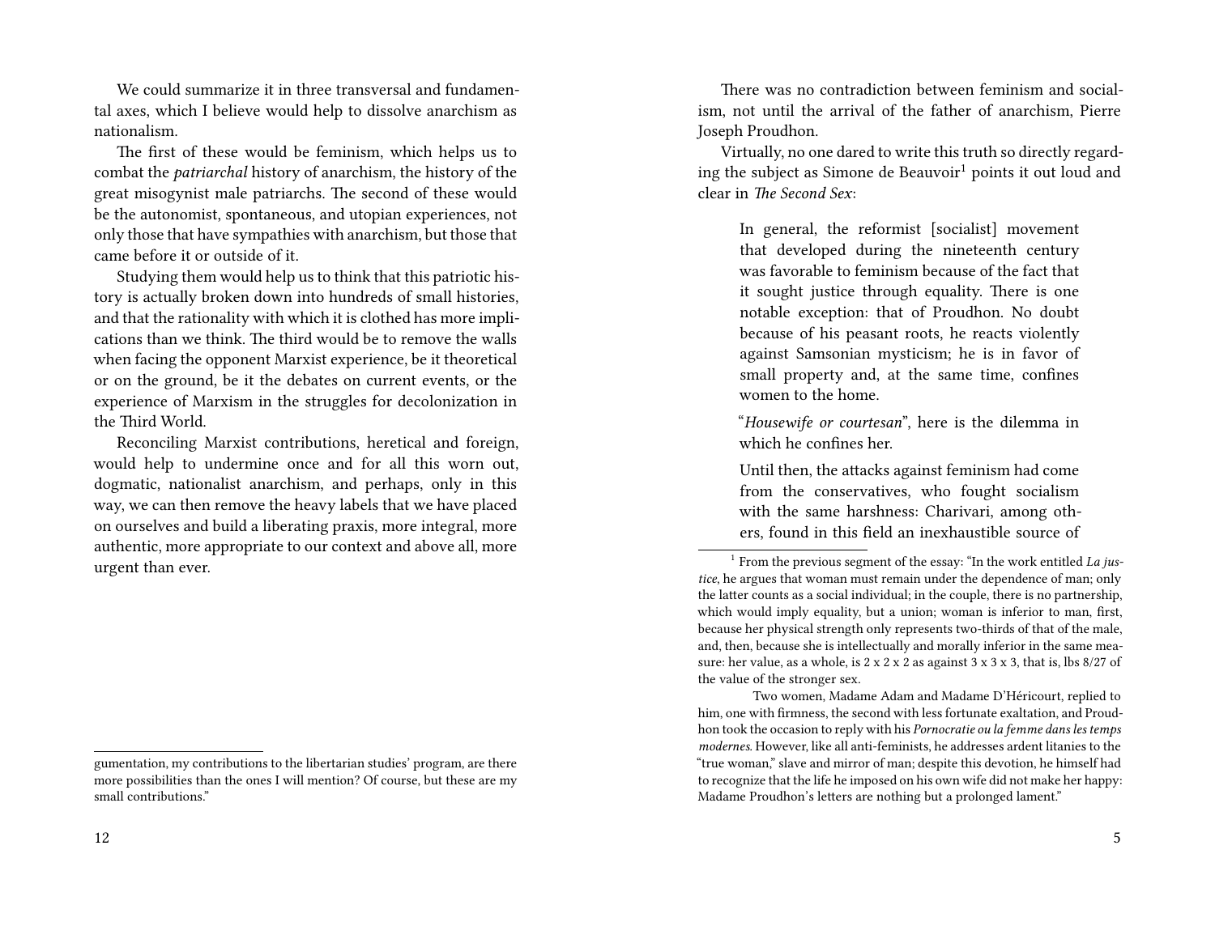We could summarize it in three transversal and fundamental axes, which I believe would help to dissolve anarchism as nationalism.

The first of these would be feminism, which helps us to combat the *patriarchal* history of anarchism, the history of the great misogynist male patriarchs. The second of these would be the autonomist, spontaneous, and utopian experiences, not only those that have sympathies with anarchism, but those that came before it or outside of it.

Studying them would help us to think that this patriotic history is actually broken down into hundreds of small histories, and that the rationality with which it is clothed has more implications than we think. The third would be to remove the walls when facing the opponent Marxist experience, be it theoretical or on the ground, be it the debates on current events, or the experience of Marxism in the struggles for decolonization in the Third World.

Reconciling Marxist contributions, heretical and foreign, would help to undermine once and for all this worn out, dogmatic, nationalist anarchism, and perhaps, only in this way, we can then remove the heavy labels that we have placed on ourselves and build a liberating praxis, more integral, more authentic, more appropriate to our context and above all, more urgent than ever.

gumentation, my contributions to the libertarian studies' program, are there more possibilities than the ones I will mention? Of course, but these are my small contributions."

There was no contradiction between feminism and socialism, not until the arrival of the father of anarchism, Pierre Joseph Proudhon.

Virtually, no one dared to write this truth so directly regarding the subject as Simone de Beauvoir[1] points it out loud and clear in *The Second Sex*:

> In general, the reformist [socialist] movement that developed during the nineteenth century was favorable to feminism because of the fact that it sought justice through equality. There is one notable exception: that of Proudhon. No doubt because of his peasant roots, he reacts violently against Samsonian mysticism; he is in favor of small property and, at the same time, confines women to the home.
>
> "*Housewife or courtesan*", here is the dilemma in which he confines her.
>
> Until then, the attacks against feminism had come from the conservatives, who fought socialism with the same harshness: Charivari, among others, found in this field an inexhaustible source of

[1] From the previous segment of the essay: "In the work entitled *La justice*, he argues that woman must remain under the dependence of man; only the latter counts as a social individual; in the couple, there is no partnership, which would imply equality, but a union; woman is inferior to man, first, because her physical strength only represents two-thirds of that of the male, and, then, because she is intellectually and morally inferior in the same measure: her value, as a whole, is 2 x 2 x 2 as against 3 x 3 x 3, that is, lbs 8/27 of the value of the stronger sex.

Two women, Madame Adam and Madame D'Héricourt, replied to him, one with firmness, the second with less fortunate exaltation, and Proudhon took the occasion to reply with his *Pornocratie ou la femme dans les temps modernes*. However, like all anti-feminists, he addresses ardent litanies to the "true woman," slave and mirror of man; despite this devotion, he himself had to recognize that the life he imposed on his own wife did not make her happy: Madame Proudhon's letters are nothing but a prolonged lament."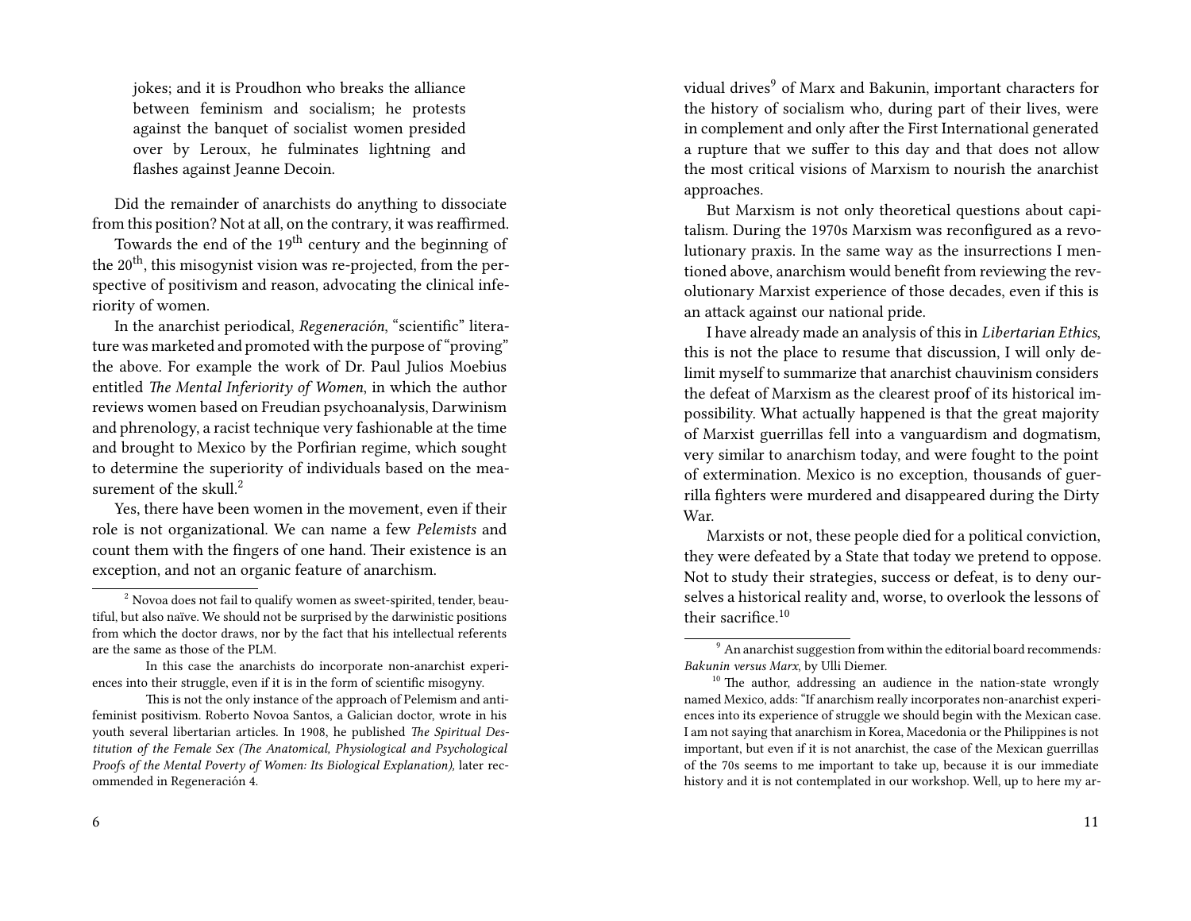jokes; and it is Proudhon who breaks the alliance between feminism and socialism; he protests against the banquet of socialist women presided over by Leroux, he fulminates lightning and flashes against Jeanne Decoin.

Did the remainder of anarchists do anything to dissociate from this position? Not at all, on the contrary, it was reaffirmed.

Towards the end of the 19th century and the beginning of the 20th, this misogynist vision was re-projected, from the perspective of positivism and reason, advocating the clinical inferiority of women.

In the anarchist periodical, *Regeneración*, "scientific" literature was marketed and promoted with the purpose of "proving" the above. For example the work of Dr. Paul Julios Moebius entitled *The Mental Inferiority of Women*, in which the author reviews women based on Freudian psychoanalysis, Darwinism and phrenology, a racist technique very fashionable at the time and brought to Mexico by the Porfirian regime, which sought to determine the superiority of individuals based on the measurement of the skull.[2]

Yes, there have been women in the movement, even if their role is not organizational. We can name a few *Pelemists* and count them with the fingers of one hand. Their existence is an exception, and not an organic feature of anarchism.

[2] Novoa does not fail to qualify women as sweet-spirited, tender, beautiful, but also naïve. We should not be surprised by the darwinistic positions from which the doctor draws, nor by the fact that his intellectual referents are the same as those of the PLM.

In this case the anarchists do incorporate non-anarchist experiences into their struggle, even if it is in the form of scientific misogyny.

This is not the only instance of the approach of Pelemism and antifeminist positivism. Roberto Novoa Santos, a Galician doctor, wrote in his youth several libertarian articles. In 1908, he published *The Spiritual Destitution of the Female Sex (The Anatomical, Physiological and Psychological Proofs of the Mental Poverty of Women: Its Biological Explanation),* later recommended in Regeneración 4.

vidual drives[9] of Marx and Bakunin, important characters for the history of socialism who, during part of their lives, were in complement and only after the First International generated a rupture that we suffer to this day and that does not allow the most critical visions of Marxism to nourish the anarchist approaches.

But Marxism is not only theoretical questions about capitalism. During the 1970s Marxism was reconfigured as a revolutionary praxis. In the same way as the insurrections I mentioned above, anarchism would benefit from reviewing the revolutionary Marxist experience of those decades, even if this is an attack against our national pride.

I have already made an analysis of this in *Libertarian Ethics*, this is not the place to resume that discussion, I will only delimit myself to summarize that anarchist chauvinism considers the defeat of Marxism as the clearest proof of its historical impossibility. What actually happened is that the great majority of Marxist guerrillas fell into a vanguardism and dogmatism, very similar to anarchism today, and were fought to the point of extermination. Mexico is no exception, thousands of guerrilla fighters were murdered and disappeared during the Dirty War.

Marxists or not, these people died for a political conviction, they were defeated by a State that today we pretend to oppose. Not to study their strategies, success or defeat, is to deny ourselves a historical reality and, worse, to overlook the lessons of their sacrifice.[10]

[9] An anarchist suggestion from within the editorial board recommends*:* *Bakunin versus Marx*, by Ulli Diemer.

[10] The author, addressing an audience in the nation-state wrongly named Mexico, adds: "If anarchism really incorporates non-anarchist experiences into its experience of struggle we should begin with the Mexican case. I am not saying that anarchism in Korea, Macedonia or the Philippines is not important, but even if it is not anarchist, the case of the Mexican guerrillas of the 70s seems to me important to take up, because it is our immediate history and it is not contemplated in our workshop. Well, up to here my ar-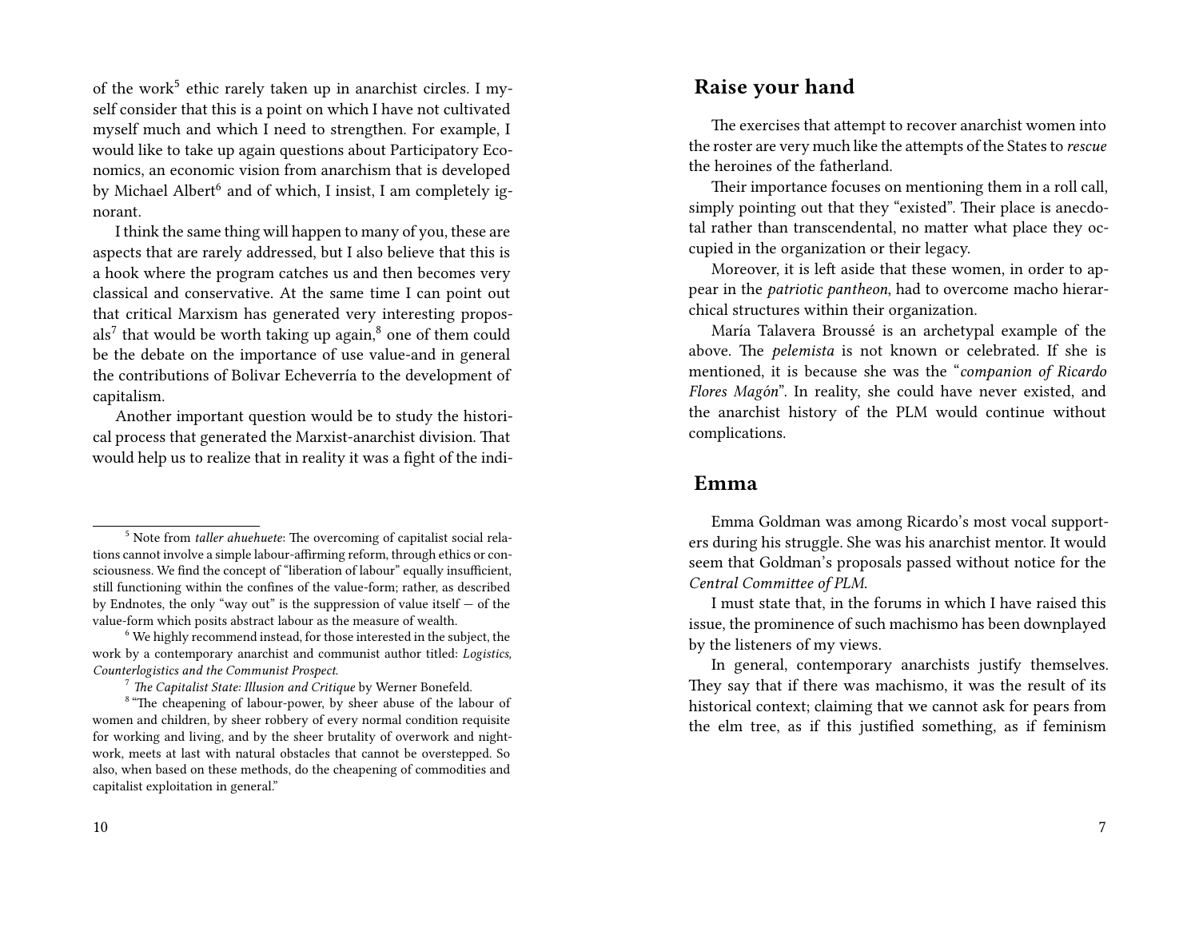of the work[5] ethic rarely taken up in anarchist circles. I myself consider that this is a point on which I have not cultivated myself much and which I need to strengthen. For example, I would like to take up again questions about Participatory Economics, an economic vision from anarchism that is developed by Michael Albert[6] and of which, I insist, I am completely ignorant.

I think the same thing will happen to many of you, these are aspects that are rarely addressed, but I also believe that this is a hook where the program catches us and then becomes very classical and conservative. At the same time I can point out that critical Marxism has generated very interesting proposals[7] that would be worth taking up again,[8] one of them could be the debate on the importance of use value-and in general the contributions of Bolivar Echeverría to the development of capitalism.

Another important question would be to study the historical process that generated the Marxist-anarchist division. That would help us to realize that in reality it was a fight of the indi-

[5] Note from *taller ahuehuete*: The overcoming of capitalist social relations cannot involve a simple labour-affirming reform, through ethics or consciousness. We find the concept of "liberation of labour" equally insufficient, still functioning within the confines of the value-form; rather, as described by Endnotes, the only "way out" is the suppression of value itself — of the value-form which posits abstract labour as the measure of wealth.

[6] We highly recommend instead, for those interested in the subject, the work by a contemporary anarchist and communist author titled: *Logistics, Counterlogistics and the Communist Prospect.*

[7] *The Capitalist State: Illusion and Critique* by Werner Bonefeld.

[8] "The cheapening of labour-power, by sheer abuse of the labour of women and children, by sheer robbery of every normal condition requisite for working and living, and by the sheer brutality of overwork and night-work, meets at last with natural obstacles that cannot be overstepped. So also, when based on these methods, do the cheapening of commodities and capitalist exploitation in general."

## Raise your hand

The exercises that attempt to recover anarchist women into the roster are very much like the attempts of the States to *rescue* the heroines of the fatherland.

Their importance focuses on mentioning them in a roll call, simply pointing out that they "existed". Their place is anecdotal rather than transcendental, no matter what place they occupied in the organization or their legacy.

Moreover, it is left aside that these women, in order to appear in the *patriotic pantheon*, had to overcome macho hierarchical structures within their organization.

María Talavera Broussé is an archetypal example of the above. The *pelemista* is not known or celebrated. If she is mentioned, it is because she was the "*companion of Ricardo Flores Magón*". In reality, she could have never existed, and the anarchist history of the PLM would continue without complications.

## Emma

Emma Goldman was among Ricardo's most vocal supporters during his struggle. She was his anarchist mentor. It would seem that Goldman's proposals passed without notice for the *Central Committee of PLM.*

I must state that, in the forums in which I have raised this issue, the prominence of such machismo has been downplayed by the listeners of my views.

In general, contemporary anarchists justify themselves. They say that if there was machismo, it was the result of its historical context; claiming that we cannot ask for pears from the elm tree, as if this justified something, as if feminism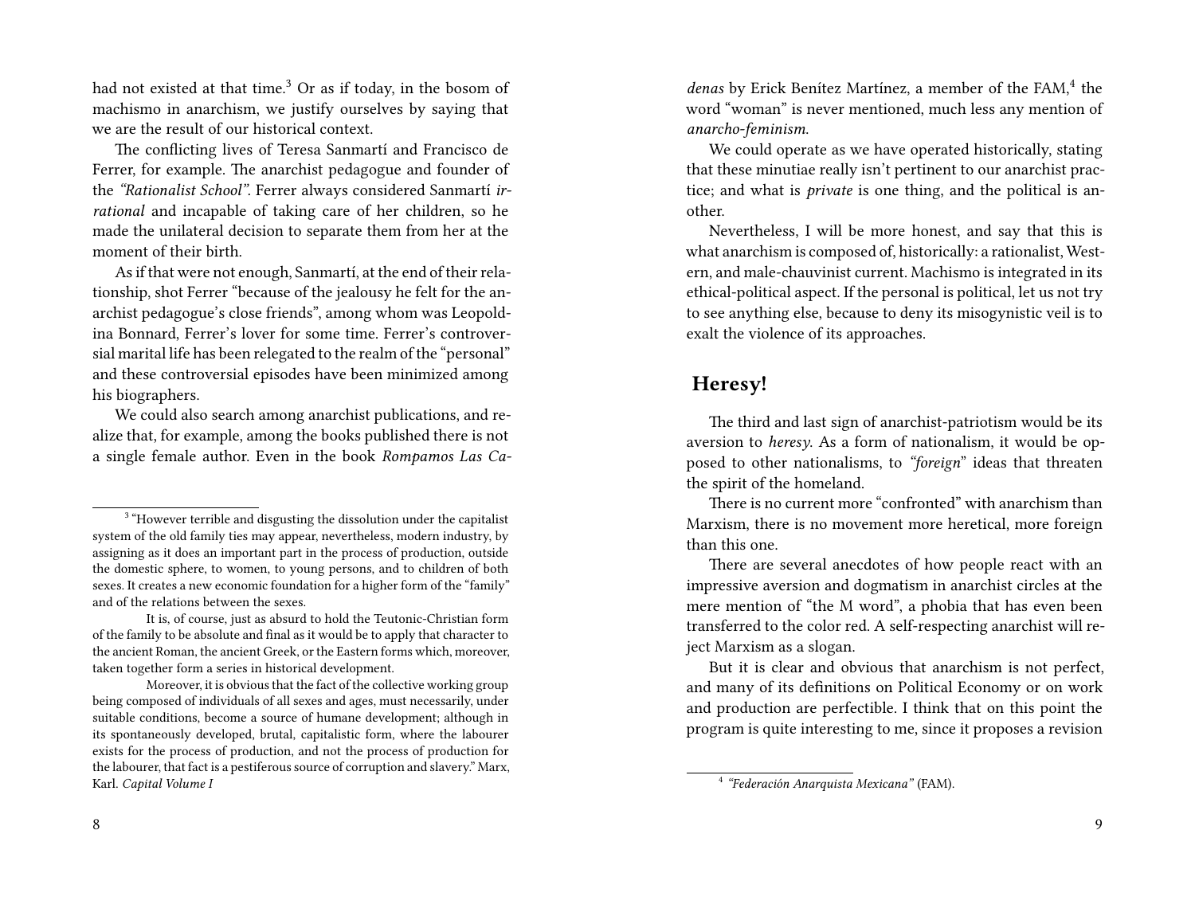had not existed at that time.[3] Or as if today, in the bosom of machismo in anarchism, we justify ourselves by saying that we are the result of our historical context.

The conflicting lives of Teresa Sanmartí and Francisco de Ferrer, for example. The anarchist pedagogue and founder of the *"Rationalist School"*. Ferrer always considered Sanmartí *irrational* and incapable of taking care of her children, so he made the unilateral decision to separate them from her at the moment of their birth.

As if that were not enough, Sanmartí, at the end of their relationship, shot Ferrer "because of the jealousy he felt for the anarchist pedagogue's close friends", among whom was Leopoldina Bonnard, Ferrer's lover for some time. Ferrer's controversial marital life has been relegated to the realm of the "personal" and these controversial episodes have been minimized among his biographers.

We could also search among anarchist publications, and realize that, for example, among the books published there is not a single female author. Even in the book *Rompamos Las Cadenas* by Erick Benítez Martínez, a member of the FAM,[4] the word "woman" is never mentioned, much less any mention of *anarcho-feminism*.

We could operate as we have operated historically, stating that these minutiae really isn't pertinent to our anarchist practice; and what is *private* is one thing, and the political is another.

Nevertheless, I will be more honest, and say that this is what anarchism is composed of, historically: a rationalist, Western, and male-chauvinist current. Machismo is integrated in its ethical-political aspect. If the personal is political, let us not try to see anything else, because to deny its misogynistic veil is to exalt the violence of its approaches.

## Heresy!

The third and last sign of anarchist-patriotism would be its aversion to *heresy*. As a form of nationalism, it would be opposed to other nationalisms, to *"foreign"* ideas that threaten the spirit of the homeland.

There is no current more "confronted" with anarchism than Marxism, there is no movement more heretical, more foreign than this one.

There are several anecdotes of how people react with an impressive aversion and dogmatism in anarchist circles at the mere mention of "the M word", a phobia that has even been transferred to the color red. A self-respecting anarchist will reject Marxism as a slogan.

But it is clear and obvious that anarchism is not perfect, and many of its definitions on Political Economy or on work and production are perfectible. I think that on this point the program is quite interesting to me, since it proposes a revision

---

[3] "However terrible and disgusting the dissolution under the capitalist system of the old family ties may appear, nevertheless, modern industry, by assigning as it does an important part in the process of production, outside the domestic sphere, to women, to young persons, and to children of both sexes. It creates a new economic foundation for a higher form of the "family" and of the relations between the sexes.

It is, of course, just as absurd to hold the Teutonic-Christian form of the family to be absolute and final as it would be to apply that character to the ancient Roman, the ancient Greek, or the Eastern forms which, moreover, taken together form a series in historical development.

Moreover, it is obvious that the fact of the collective working group being composed of individuals of all sexes and ages, must necessarily, under suitable conditions, become a source of humane development; although in its spontaneously developed, brutal, capitalistic form, where the labourer exists for the process of production, and not the process of production for the labourer, that fact is a pestiferous source of corruption and slavery." Marx, Karl. *Capital Volume I*

[4] *"Federación Anarquista Mexicana"* (FAM).